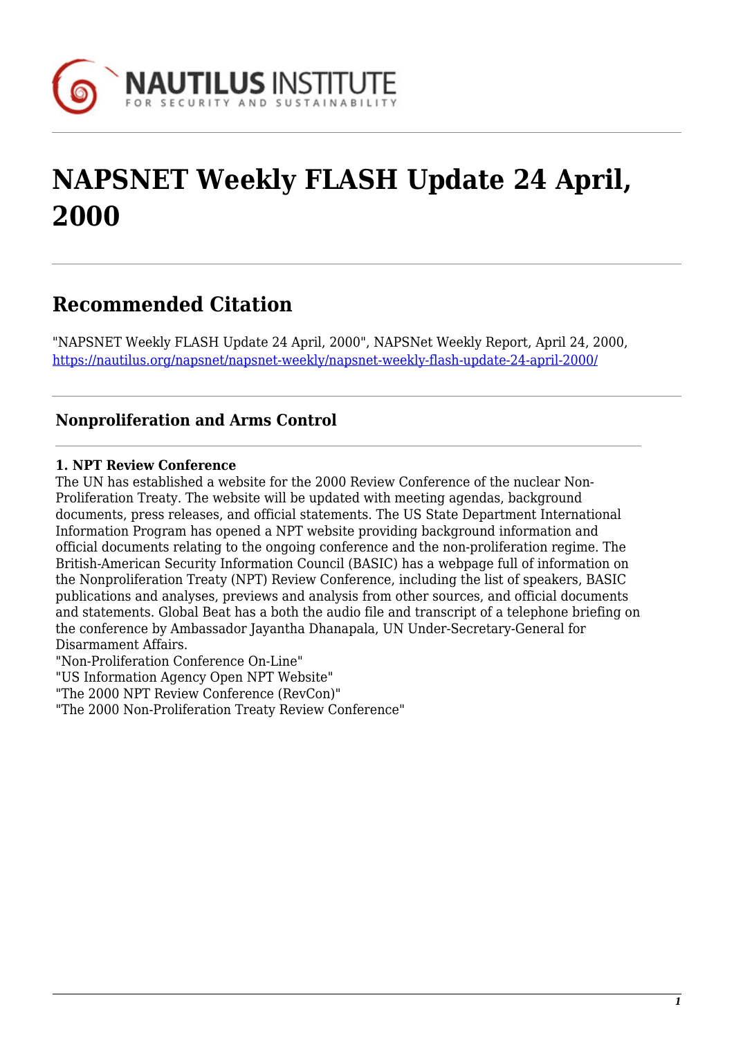# NAPSNET Weekly FLASH Update 24 April, 2000

## Recommended Citation

"NAPSNET Weekly FLASH Update 24 April, 2000", NAPSNet Weekly Report, April 24, 2000, https://nautilus.org/napsnet/napsnet-weekly/napsnet-weekly-flash-update-24-april-2000/

### Nonproliferation and Arms Control

**1. NPT Review Conference**

The UN has established a website for the 2000 Review Conference of the nuclear Non-Proliferation Treaty. The website will be updated with meeting agendas, background documents, press releases, and official statements. The US State Department International Information Program has opened a NPT website providing background information and official documents relating to the ongoing conference and the non-proliferation regime. The British-American Security Information Council (BASIC) has a webpage full of information on the Nonproliferation Treaty (NPT) Review Conference, including the list of speakers, BASIC publications and analyses, previews and analysis from other sources, and official documents and statements. Global Beat has a both the audio file and transcript of a telephone briefing on the conference by Ambassador Jayantha Dhanapala, UN Under-Secretary-General for Disarmament Affairs.

"Non-Proliferation Conference On-Line"
"US Information Agency Open NPT Website"
"The 2000 NPT Review Conference (RevCon)"
"The 2000 Non-Proliferation Treaty Review Conference"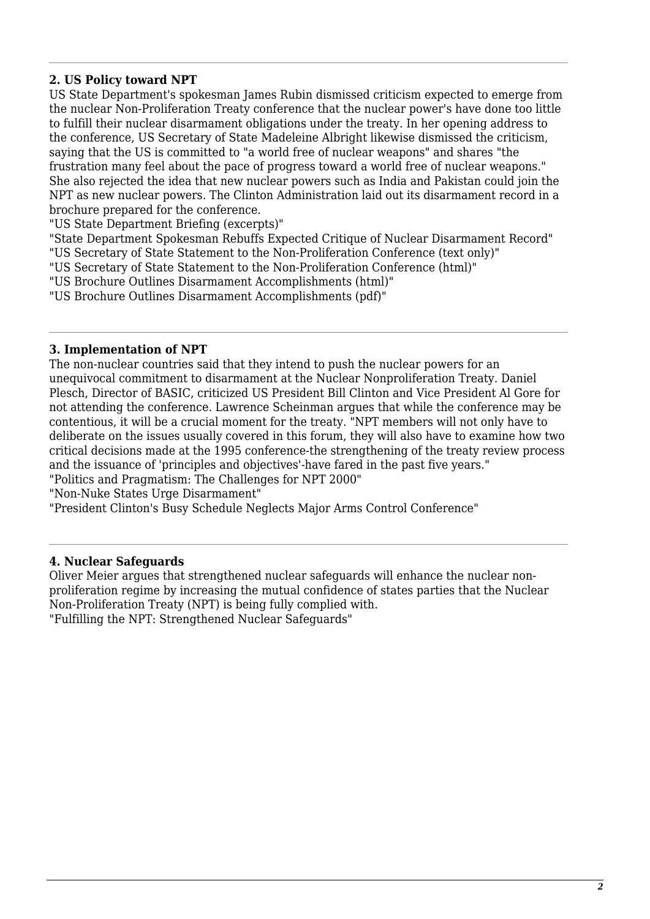### 2. US Policy toward NPT

US State Department's spokesman James Rubin dismissed criticism expected to emerge from the nuclear Non-Proliferation Treaty conference that the nuclear power's have done too little to fulfill their nuclear disarmament obligations under the treaty. In her opening address to the conference, US Secretary of State Madeleine Albright likewise dismissed the criticism, saying that the US is committed to "a world free of nuclear weapons" and shares "the frustration many feel about the pace of progress toward a world free of nuclear weapons." She also rejected the idea that new nuclear powers such as India and Pakistan could join the NPT as new nuclear powers. The Clinton Administration laid out its disarmament record in a brochure prepared for the conference.

"US State Department Briefing (excerpts)"

"State Department Spokesman Rebuffs Expected Critique of Nuclear Disarmament Record"

"US Secretary of State Statement to the Non-Proliferation Conference (text only)"

"US Secretary of State Statement to the Non-Proliferation Conference (html)"

"US Brochure Outlines Disarmament Accomplishments (html)"

"US Brochure Outlines Disarmament Accomplishments (pdf)"

---

### 3. Implementation of NPT

The non-nuclear countries said that they intend to push the nuclear powers for an unequivocal commitment to disarmament at the Nuclear Nonproliferation Treaty. Daniel Plesch, Director of BASIC, criticized US President Bill Clinton and Vice President Al Gore for not attending the conference. Lawrence Scheinman argues that while the conference may be contentious, it will be a crucial moment for the treaty. "NPT members will not only have to deliberate on the issues usually covered in this forum, they will also have to examine how two critical decisions made at the 1995 conference-the strengthening of the treaty review process and the issuance of 'principles and objectives'-have fared in the past five years."

"Politics and Pragmatism: The Challenges for NPT 2000"

"Non-Nuke States Urge Disarmament"

"President Clinton's Busy Schedule Neglects Major Arms Control Conference"

---

### 4. Nuclear Safeguards

Oliver Meier argues that strengthened nuclear safeguards will enhance the nuclear non-proliferation regime by increasing the mutual confidence of states parties that the Nuclear Non-Proliferation Treaty (NPT) is being fully complied with.

"Fulfilling the NPT: Strengthened Nuclear Safeguards"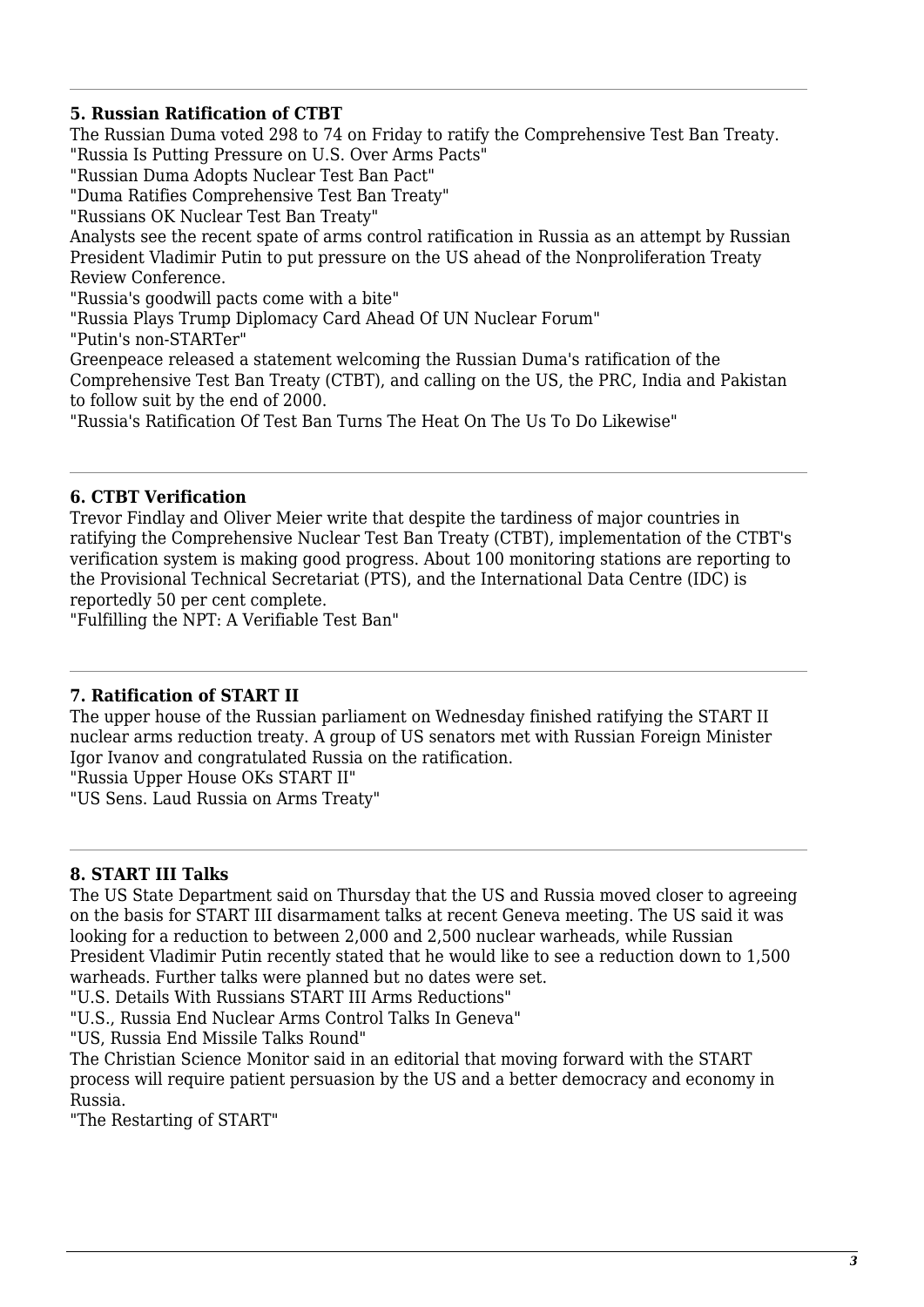---

### 5. Russian Ratification of CTBT

The Russian Duma voted 298 to 74 on Friday to ratify the Comprehensive Test Ban Treaty.

"Russia Is Putting Pressure on U.S. Over Arms Pacts"

"Russian Duma Adopts Nuclear Test Ban Pact"

"Duma Ratifies Comprehensive Test Ban Treaty"

"Russians OK Nuclear Test Ban Treaty"

Analysts see the recent spate of arms control ratification in Russia as an attempt by Russian President Vladimir Putin to put pressure on the US ahead of the Nonproliferation Treaty Review Conference.

"Russia's goodwill pacts come with a bite"

"Russia Plays Trump Diplomacy Card Ahead Of UN Nuclear Forum"

"Putin's non-STARTer"

Greenpeace released a statement welcoming the Russian Duma's ratification of the Comprehensive Test Ban Treaty (CTBT), and calling on the US, the PRC, India and Pakistan to follow suit by the end of 2000.

"Russia's Ratification Of Test Ban Turns The Heat On The Us To Do Likewise"

---

### 6. CTBT Verification

Trevor Findlay and Oliver Meier write that despite the tardiness of major countries in ratifying the Comprehensive Nuclear Test Ban Treaty (CTBT), implementation of the CTBT's verification system is making good progress. About 100 monitoring stations are reporting to the Provisional Technical Secretariat (PTS), and the International Data Centre (IDC) is reportedly 50 per cent complete.

"Fulfilling the NPT: A Verifiable Test Ban"

---

### 7. Ratification of START II

The upper house of the Russian parliament on Wednesday finished ratifying the START II nuclear arms reduction treaty. A group of US senators met with Russian Foreign Minister Igor Ivanov and congratulated Russia on the ratification.

"Russia Upper House OKs START II"

"US Sens. Laud Russia on Arms Treaty"

---

### 8. START III Talks

The US State Department said on Thursday that the US and Russia moved closer to agreeing on the basis for START III disarmament talks at recent Geneva meeting. The US said it was looking for a reduction to between 2,000 and 2,500 nuclear warheads, while Russian President Vladimir Putin recently stated that he would like to see a reduction down to 1,500 warheads. Further talks were planned but no dates were set.

"U.S. Details With Russians START III Arms Reductions"

"U.S., Russia End Nuclear Arms Control Talks In Geneva"

"US, Russia End Missile Talks Round"

The Christian Science Monitor said in an editorial that moving forward with the START process will require patient persuasion by the US and a better democracy and economy in Russia.

"The Restarting of START"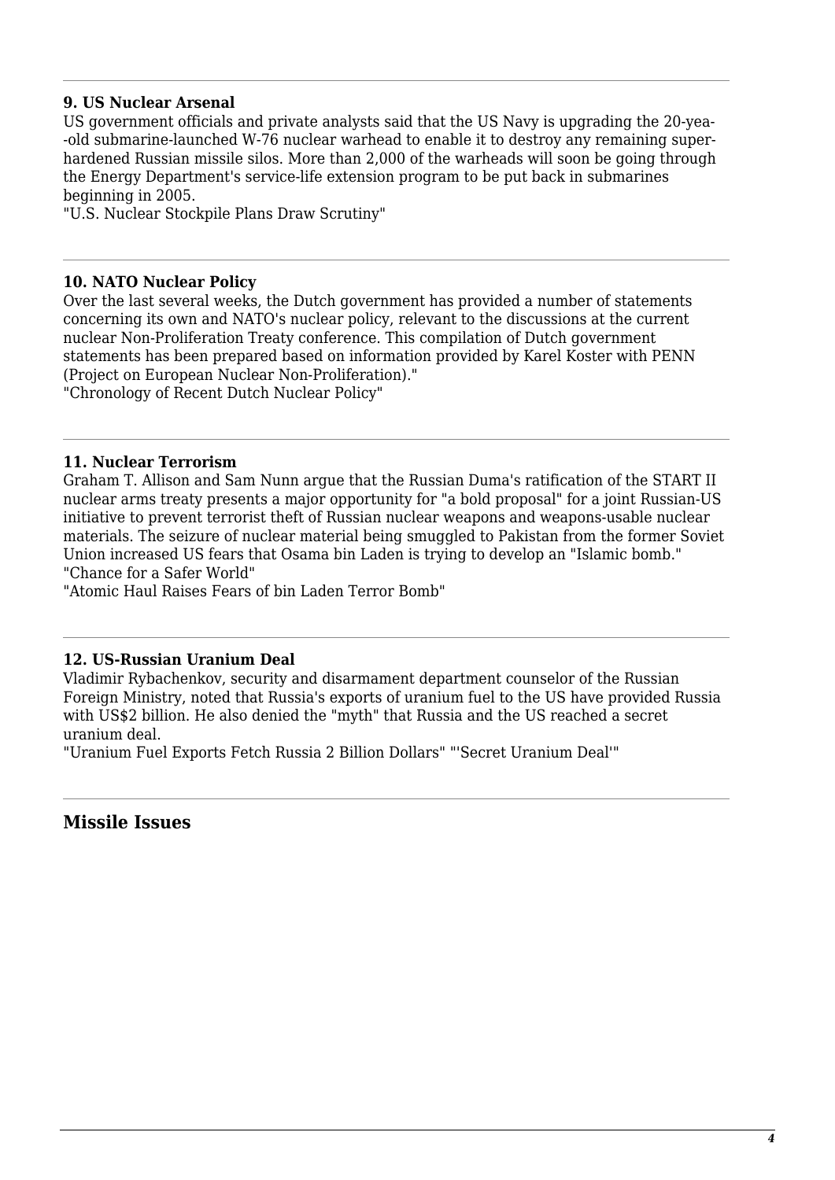### 9. US Nuclear Arsenal

US government officials and private analysts said that the US Navy is upgrading the 20-yea--old submarine-launched W-76 nuclear warhead to enable it to destroy any remaining super-hardened Russian missile silos. More than 2,000 of the warheads will soon be going through the Energy Department's service-life extension program to be put back in submarines beginning in 2005.

"U.S. Nuclear Stockpile Plans Draw Scrutiny"

---

### 10. NATO Nuclear Policy

Over the last several weeks, the Dutch government has provided a number of statements concerning its own and NATO's nuclear policy, relevant to the discussions at the current nuclear Non-Proliferation Treaty conference. This compilation of Dutch government statements has been prepared based on information provided by Karel Koster with PENN (Project on European Nuclear Non-Proliferation)."

"Chronology of Recent Dutch Nuclear Policy"

---

### 11. Nuclear Terrorism

Graham T. Allison and Sam Nunn argue that the Russian Duma's ratification of the START II nuclear arms treaty presents a major opportunity for "a bold proposal" for a joint Russian-US initiative to prevent terrorist theft of Russian nuclear weapons and weapons-usable nuclear materials. The seizure of nuclear material being smuggled to Pakistan from the former Soviet Union increased US fears that Osama bin Laden is trying to develop an "Islamic bomb."

"Chance for a Safer World"

"Atomic Haul Raises Fears of bin Laden Terror Bomb"

---

### 12. US-Russian Uranium Deal

Vladimir Rybachenkov, security and disarmament department counselor of the Russian Foreign Ministry, noted that Russia's exports of uranium fuel to the US have provided Russia with US$2 billion. He also denied the "myth" that Russia and the US reached a secret uranium deal.

"Uranium Fuel Exports Fetch Russia 2 Billion Dollars" "'Secret Uranium Deal'"

---

## Missile Issues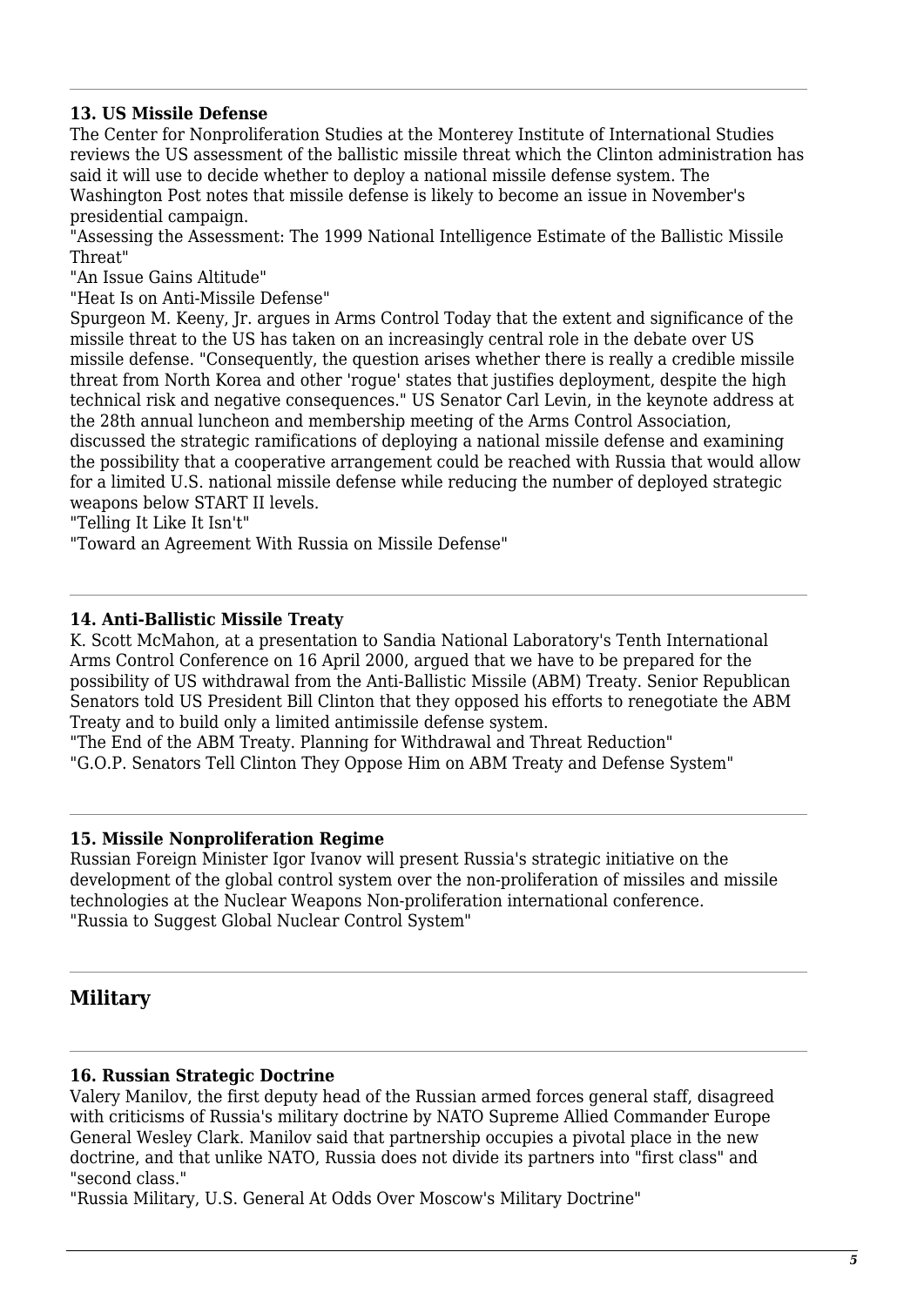---

### 13. US Missile Defense

The Center for Nonproliferation Studies at the Monterey Institute of International Studies reviews the US assessment of the ballistic missile threat which the Clinton administration has said it will use to decide whether to deploy a national missile defense system. The Washington Post notes that missile defense is likely to become an issue in November's presidential campaign.

"Assessing the Assessment: The 1999 National Intelligence Estimate of the Ballistic Missile Threat"

"An Issue Gains Altitude"

"Heat Is on Anti-Missile Defense"

Spurgeon M. Keeny, Jr. argues in Arms Control Today that the extent and significance of the missile threat to the US has taken on an increasingly central role in the debate over US missile defense. "Consequently, the question arises whether there is really a credible missile threat from North Korea and other 'rogue' states that justifies deployment, despite the high technical risk and negative consequences." US Senator Carl Levin, in the keynote address at the 28th annual luncheon and membership meeting of the Arms Control Association, discussed the strategic ramifications of deploying a national missile defense and examining the possibility that a cooperative arrangement could be reached with Russia that would allow for a limited U.S. national missile defense while reducing the number of deployed strategic weapons below START II levels.

"Telling It Like It Isn't"

"Toward an Agreement With Russia on Missile Defense"

---

### 14. Anti-Ballistic Missile Treaty

K. Scott McMahon, at a presentation to Sandia National Laboratory's Tenth International Arms Control Conference on 16 April 2000, argued that we have to be prepared for the possibility of US withdrawal from the Anti-Ballistic Missile (ABM) Treaty. Senior Republican Senators told US President Bill Clinton that they opposed his efforts to renegotiate the ABM Treaty and to build only a limited antimissile defense system.

"The End of the ABM Treaty. Planning for Withdrawal and Threat Reduction"

"G.O.P. Senators Tell Clinton They Oppose Him on ABM Treaty and Defense System"

---

### 15. Missile Nonproliferation Regime

Russian Foreign Minister Igor Ivanov will present Russia's strategic initiative on the development of the global control system over the non-proliferation of missiles and missile technologies at the Nuclear Weapons Non-proliferation international conference.

"Russia to Suggest Global Nuclear Control System"

---

## Military

---

### 16. Russian Strategic Doctrine

Valery Manilov, the first deputy head of the Russian armed forces general staff, disagreed with criticisms of Russia's military doctrine by NATO Supreme Allied Commander Europe General Wesley Clark. Manilov said that partnership occupies a pivotal place in the new doctrine, and that unlike NATO, Russia does not divide its partners into "first class" and "second class."

"Russia Military, U.S. General At Odds Over Moscow's Military Doctrine"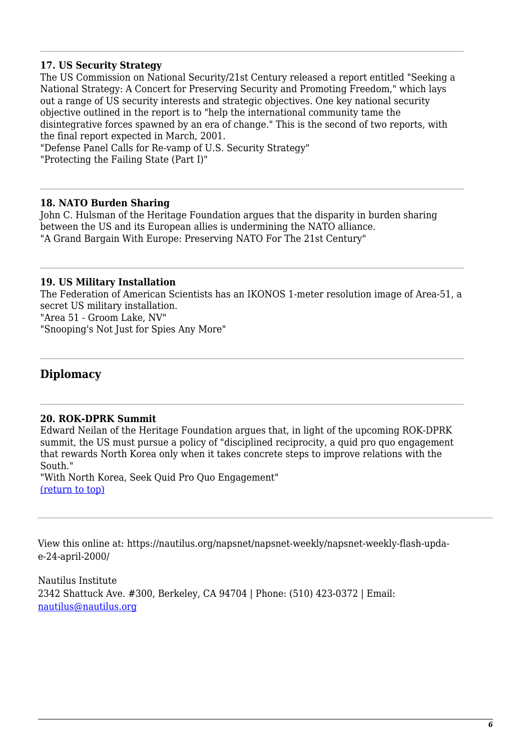### 17. US Security Strategy

The US Commission on National Security/21st Century released a report entitled "Seeking a National Strategy: A Concert for Preserving Security and Promoting Freedom," which lays out a range of US security interests and strategic objectives. One key national security objective outlined in the report is to "help the international community tame the disintegrative forces spawned by an era of change." This is the second of two reports, with the final report expected in March, 2001.

"Defense Panel Calls for Re-vamp of U.S. Security Strategy"

"Protecting the Failing State (Part I)"

---

### 18. NATO Burden Sharing

John C. Hulsman of the Heritage Foundation argues that the disparity in burden sharing between the US and its European allies is undermining the NATO alliance.

"A Grand Bargain With Europe: Preserving NATO For The 21st Century"

---

### 19. US Military Installation

The Federation of American Scientists has an IKONOS 1-meter resolution image of Area-51, a secret US military installation.

"Area 51 - Groom Lake, NV"

"Snooping's Not Just for Spies Any More"

---

## Diplomacy

---

### 20. ROK-DPRK Summit

Edward Neilan of the Heritage Foundation argues that, in light of the upcoming ROK-DPRK summit, the US must pursue a policy of "disciplined reciprocity, a quid pro quo engagement that rewards North Korea only when it takes concrete steps to improve relations with the South."

"With North Korea, Seek Quid Pro Quo Engagement"

(return to top)

---

View this online at: https://nautilus.org/napsnet/napsnet-weekly/napsnet-weekly-flash-update-24-april-2000/

Nautilus Institute
2342 Shattuck Ave. #300, Berkeley, CA 94704 | Phone: (510) 423-0372 | Email: nautilus@nautilus.org